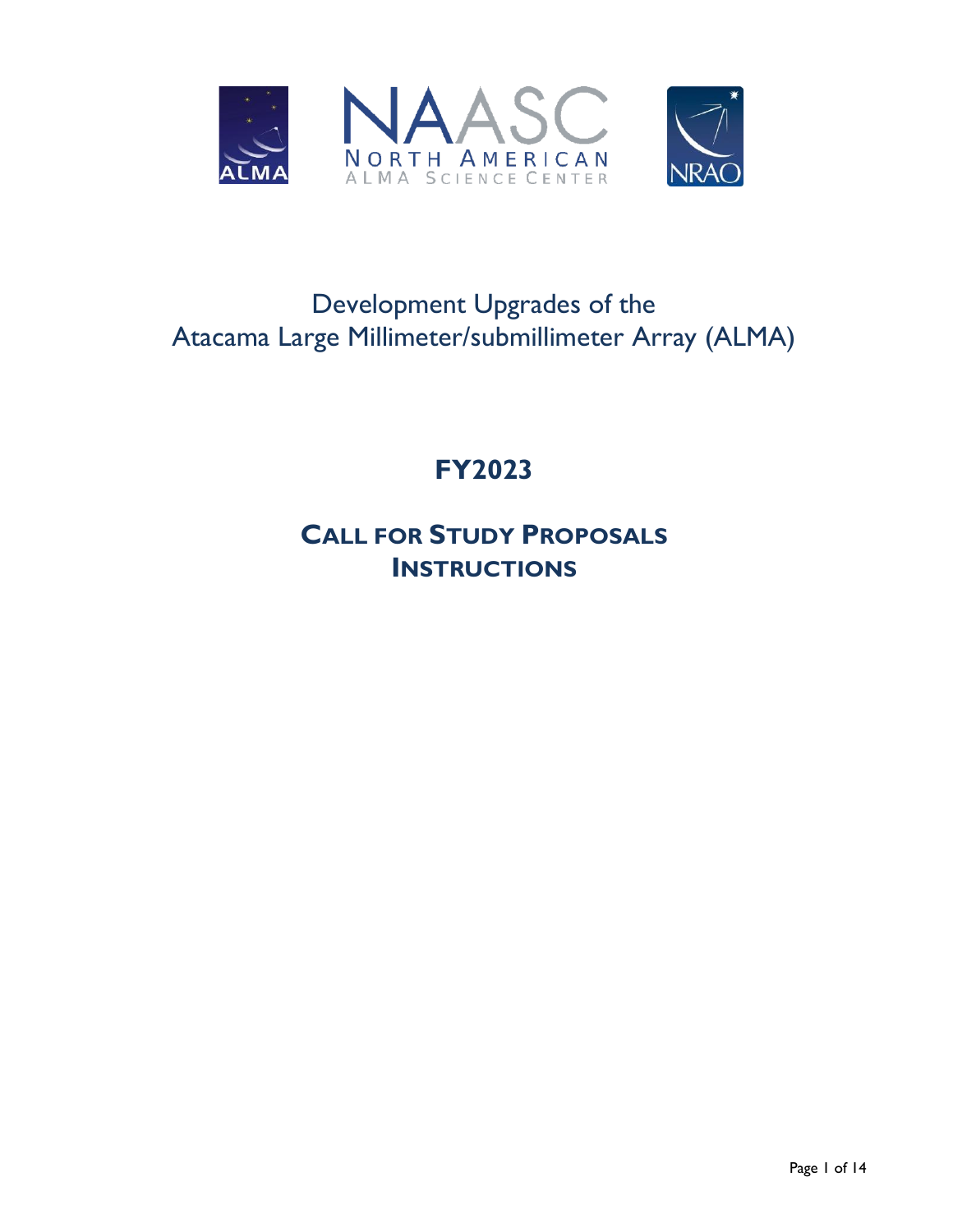Development Upgrades of the
Atacama Large Millimeter/submillimeter Array (ALMA)

# FY2023

## CALL FOR STUDY PROPOSALS
## INSTRUCTIONS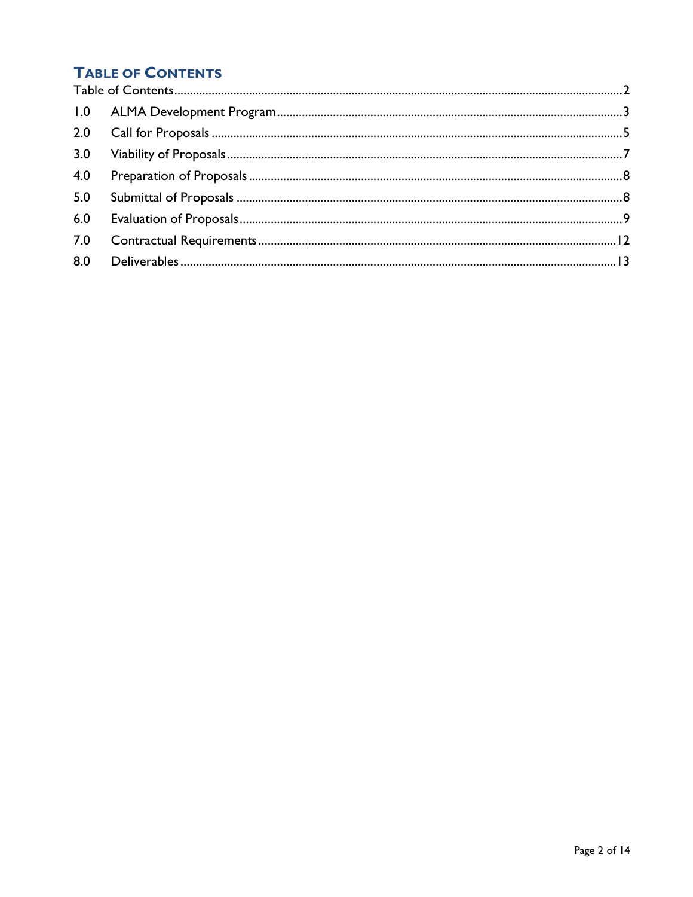## TABLE OF CONTENTS

Table of Contents .......... 2

1.0 ALMA Development Program .......... 3

2.0 Call for Proposals .......... 5

3.0 Viability of Proposals .......... 7

4.0 Preparation of Proposals .......... 8

5.0 Submittal of Proposals .......... 8

6.0 Evaluation of Proposals .......... 9

7.0 Contractual Requirements .......... 12

8.0 Deliverables .......... 13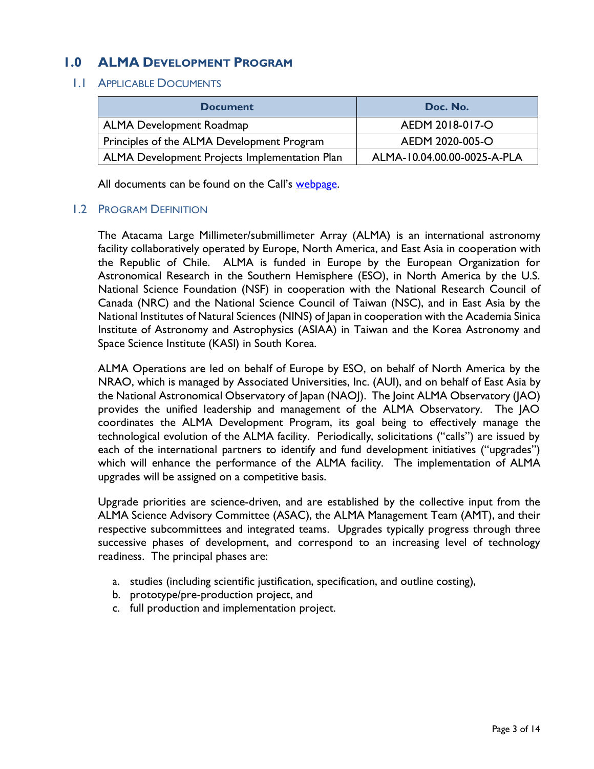# 1.0 ALMA Development Program

## 1.1 Applicable Documents

| Document | Doc. No. |
|---|---|
| ALMA Development Roadmap | AEDM 2018-017-O |
| Principles of the ALMA Development Program | AEDM 2020-005-O |
| ALMA Development Projects Implementation Plan | ALMA-10.04.00.00-0025-A-PLA |

All documents can be found on the Call's webpage.

## 1.2 Program Definition

The Atacama Large Millimeter/submillimeter Array (ALMA) is an international astronomy facility collaboratively operated by Europe, North America, and East Asia in cooperation with the Republic of Chile. ALMA is funded in Europe by the European Organization for Astronomical Research in the Southern Hemisphere (ESO), in North America by the U.S. National Science Foundation (NSF) in cooperation with the National Research Council of Canada (NRC) and the National Science Council of Taiwan (NSC), and in East Asia by the National Institutes of Natural Sciences (NINS) of Japan in cooperation with the Academia Sinica Institute of Astronomy and Astrophysics (ASIAA) in Taiwan and the Korea Astronomy and Space Science Institute (KASI) in South Korea.

ALMA Operations are led on behalf of Europe by ESO, on behalf of North America by the NRAO, which is managed by Associated Universities, Inc. (AUI), and on behalf of East Asia by the National Astronomical Observatory of Japan (NAOJ). The Joint ALMA Observatory (JAO) provides the unified leadership and management of the ALMA Observatory. The JAO coordinates the ALMA Development Program, its goal being to effectively manage the technological evolution of the ALMA facility. Periodically, solicitations ("calls") are issued by each of the international partners to identify and fund development initiatives ("upgrades") which will enhance the performance of the ALMA facility. The implementation of ALMA upgrades will be assigned on a competitive basis.

Upgrade priorities are science-driven, and are established by the collective input from the ALMA Science Advisory Committee (ASAC), the ALMA Management Team (AMT), and their respective subcommittees and integrated teams. Upgrades typically progress through three successive phases of development, and correspond to an increasing level of technology readiness. The principal phases are:

a. studies (including scientific justification, specification, and outline costing),
b. prototype/pre-production project, and
c. full production and implementation project.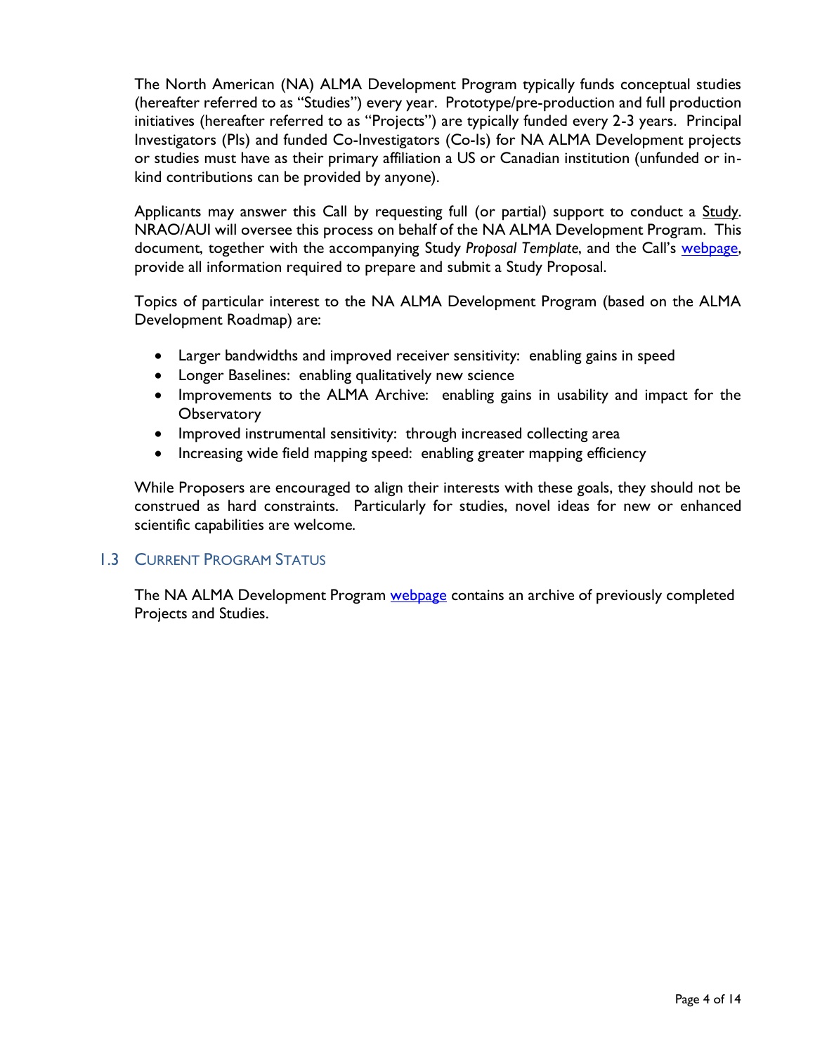The North American (NA) ALMA Development Program typically funds conceptual studies (hereafter referred to as "Studies") every year. Prototype/pre-production and full production initiatives (hereafter referred to as "Projects") are typically funded every 2-3 years. Principal Investigators (PIs) and funded Co-Investigators (Co-Is) for NA ALMA Development projects or studies must have as their primary affiliation a US or Canadian institution (unfunded or in-kind contributions can be provided by anyone).

Applicants may answer this Call by requesting full (or partial) support to conduct a Study. NRAO/AUI will oversee this process on behalf of the NA ALMA Development Program. This document, together with the accompanying Study *Proposal Template*, and the Call's webpage, provide all information required to prepare and submit a Study Proposal.

Topics of particular interest to the NA ALMA Development Program (based on the ALMA Development Roadmap) are:

- Larger bandwidths and improved receiver sensitivity: enabling gains in speed
- Longer Baselines: enabling qualitatively new science
- Improvements to the ALMA Archive: enabling gains in usability and impact for the Observatory
- Improved instrumental sensitivity: through increased collecting area
- Increasing wide field mapping speed: enabling greater mapping efficiency

While Proposers are encouraged to align their interests with these goals, they should not be construed as hard constraints. Particularly for studies, novel ideas for new or enhanced scientific capabilities are welcome.

## 1.3 Current Program Status

The NA ALMA Development Program webpage contains an archive of previously completed Projects and Studies.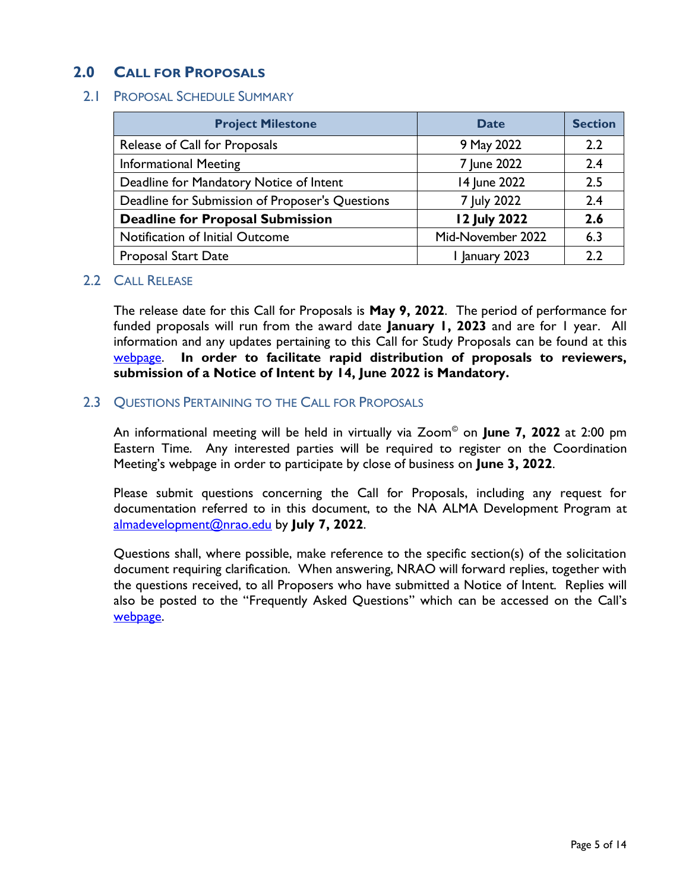## 2.0 CALL FOR PROPOSALS

### 2.1 PROPOSAL SCHEDULE SUMMARY

| Project Milestone | Date | Section |
|---|---|---|
| Release of Call for Proposals | 9 May 2022 | 2.2 |
| Informational Meeting | 7 June 2022 | 2.4 |
| Deadline for Mandatory Notice of Intent | 14 June 2022 | 2.5 |
| Deadline for Submission of Proposer's Questions | 7 July 2022 | 2.4 |
| **Deadline for Proposal Submission** | **12 July 2022** | **2.6** |
| Notification of Initial Outcome | Mid-November 2022 | 6.3 |
| Proposal Start Date | 1 January 2023 | 2.2 |

### 2.2 CALL RELEASE

The release date for this Call for Proposals is **May 9, 2022**. The period of performance for funded proposals will run from the award date **January 1, 2023** and are for 1 year. All information and any updates pertaining to this Call for Study Proposals can be found at this webpage. **In order to facilitate rapid distribution of proposals to reviewers, submission of a Notice of Intent by 14, June 2022 is Mandatory.**

### 2.3 QUESTIONS PERTAINING TO THE CALL FOR PROPOSALS

An informational meeting will be held in virtually via Zoom© on **June 7, 2022** at 2:00 pm Eastern Time. Any interested parties will be required to register on the Coordination Meeting's webpage in order to participate by close of business on **June 3, 2022**.

Please submit questions concerning the Call for Proposals, including any request for documentation referred to in this document, to the NA ALMA Development Program at almadevelopment@nrao.edu by **July 7, 2022**.

Questions shall, where possible, make reference to the specific section(s) of the solicitation document requiring clarification. When answering, NRAO will forward replies, together with the questions received, to all Proposers who have submitted a Notice of Intent. Replies will also be posted to the "Frequently Asked Questions" which can be accessed on the Call's webpage.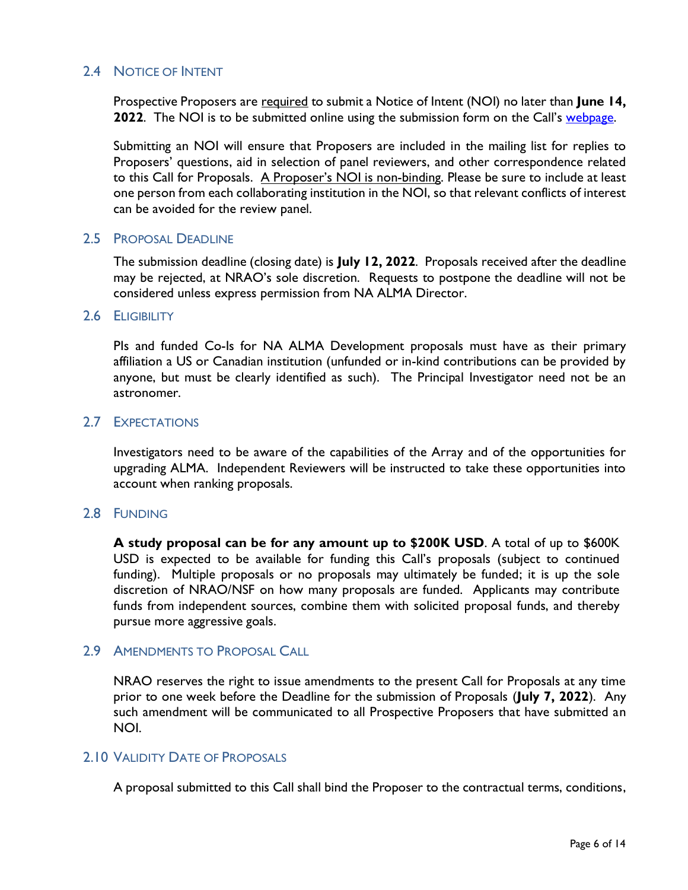### 2.4 Notice of Intent

Prospective Proposers are required to submit a Notice of Intent (NOI) no later than **June 14, 2022**. The NOI is to be submitted online using the submission form on the Call's webpage.

Submitting an NOI will ensure that Proposers are included in the mailing list for replies to Proposers' questions, aid in selection of panel reviewers, and other correspondence related to this Call for Proposals. A Proposer's NOI is non-binding. Please be sure to include at least one person from each collaborating institution in the NOI, so that relevant conflicts of interest can be avoided for the review panel.

### 2.5 Proposal Deadline

The submission deadline (closing date) is **July 12, 2022**. Proposals received after the deadline may be rejected, at NRAO's sole discretion. Requests to postpone the deadline will not be considered unless express permission from NA ALMA Director.

### 2.6 Eligibility

PIs and funded Co-Is for NA ALMA Development proposals must have as their primary affiliation a US or Canadian institution (unfunded or in-kind contributions can be provided by anyone, but must be clearly identified as such). The Principal Investigator need not be an astronomer.

### 2.7 Expectations

Investigators need to be aware of the capabilities of the Array and of the opportunities for upgrading ALMA. Independent Reviewers will be instructed to take these opportunities into account when ranking proposals.

### 2.8 Funding

**A study proposal can be for any amount up to $200K USD**. A total of up to $600K USD is expected to be available for funding this Call's proposals (subject to continued funding). Multiple proposals or no proposals may ultimately be funded; it is up the sole discretion of NRAO/NSF on how many proposals are funded. Applicants may contribute funds from independent sources, combine them with solicited proposal funds, and thereby pursue more aggressive goals.

### 2.9 Amendments to Proposal Call

NRAO reserves the right to issue amendments to the present Call for Proposals at any time prior to one week before the Deadline for the submission of Proposals (**July 7, 2022**). Any such amendment will be communicated to all Prospective Proposers that have submitted an NOI.

### 2.10 Validity Date of Proposals

A proposal submitted to this Call shall bind the Proposer to the contractual terms, conditions,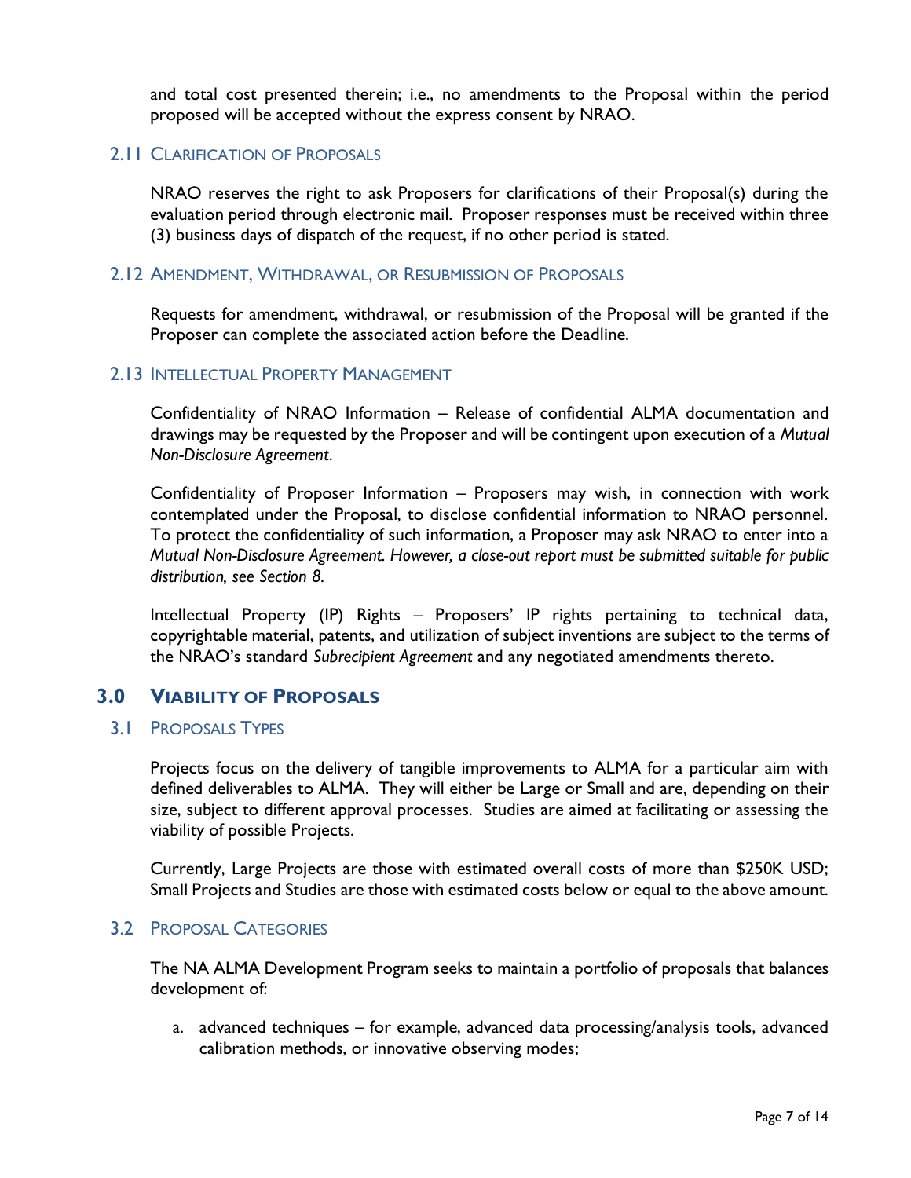and total cost presented therein; i.e., no amendments to the Proposal within the period proposed will be accepted without the express consent by NRAO.

### 2.11 Clarification of Proposals

NRAO reserves the right to ask Proposers for clarifications of their Proposal(s) during the evaluation period through electronic mail. Proposer responses must be received within three (3) business days of dispatch of the request, if no other period is stated.

### 2.12 Amendment, Withdrawal, or Resubmission of Proposals

Requests for amendment, withdrawal, or resubmission of the Proposal will be granted if the Proposer can complete the associated action before the Deadline.

### 2.13 Intellectual Property Management

Confidentiality of NRAO Information – Release of confidential ALMA documentation and drawings may be requested by the Proposer and will be contingent upon execution of a *Mutual Non-Disclosure Agreement*.

Confidentiality of Proposer Information – Proposers may wish, in connection with work contemplated under the Proposal, to disclose confidential information to NRAO personnel. To protect the confidentiality of such information, a Proposer may ask NRAO to enter into a *Mutual Non-Disclosure Agreement. However, a close-out report must be submitted suitable for public distribution, see Section 8.*

Intellectual Property (IP) Rights – Proposers' IP rights pertaining to technical data, copyrightable material, patents, and utilization of subject inventions are subject to the terms of the NRAO's standard *Subrecipient Agreement* and any negotiated amendments thereto.

## 3.0 Viability of Proposals

### 3.1 Proposals Types

Projects focus on the delivery of tangible improvements to ALMA for a particular aim with defined deliverables to ALMA. They will either be Large or Small and are, depending on their size, subject to different approval processes. Studies are aimed at facilitating or assessing the viability of possible Projects.

Currently, Large Projects are those with estimated overall costs of more than $250K USD; Small Projects and Studies are those with estimated costs below or equal to the above amount.

### 3.2 Proposal Categories

The NA ALMA Development Program seeks to maintain a portfolio of proposals that balances development of:

a. advanced techniques – for example, advanced data processing/analysis tools, advanced calibration methods, or innovative observing modes;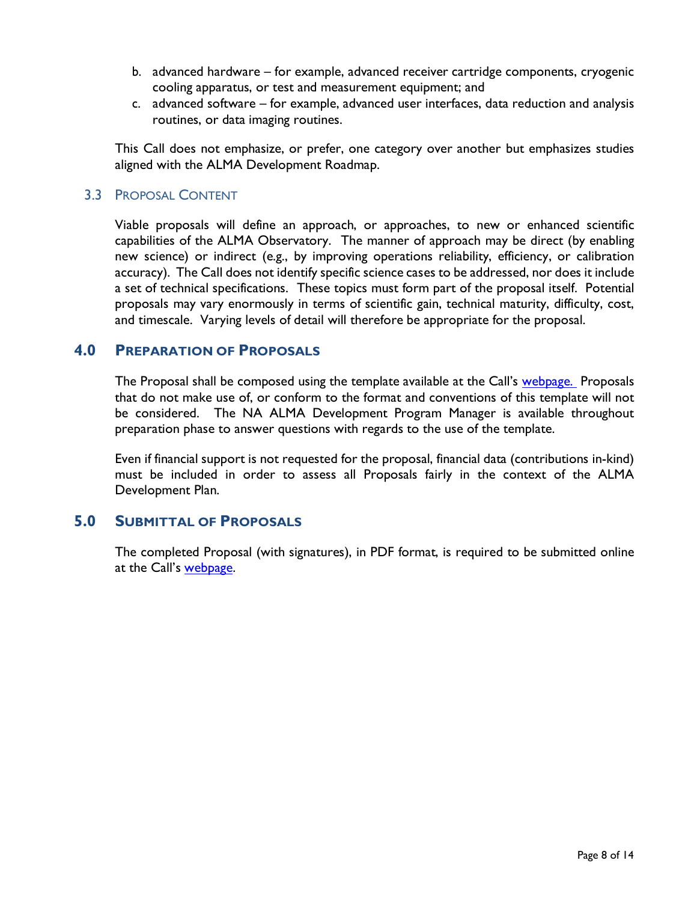b. advanced hardware – for example, advanced receiver cartridge components, cryogenic cooling apparatus, or test and measurement equipment; and
c. advanced software – for example, advanced user interfaces, data reduction and analysis routines, or data imaging routines.

This Call does not emphasize, or prefer, one category over another but emphasizes studies aligned with the ALMA Development Roadmap.

### 3.3 Proposal Content

Viable proposals will define an approach, or approaches, to new or enhanced scientific capabilities of the ALMA Observatory. The manner of approach may be direct (by enabling new science) or indirect (e.g., by improving operations reliability, efficiency, or calibration accuracy). The Call does not identify specific science cases to be addressed, nor does it include a set of technical specifications. These topics must form part of the proposal itself. Potential proposals may vary enormously in terms of scientific gain, technical maturity, difficulty, cost, and timescale. Varying levels of detail will therefore be appropriate for the proposal.

## 4.0 Preparation of Proposals

The Proposal shall be composed using the template available at the Call's webpage. Proposals that do not make use of, or conform to the format and conventions of this template will not be considered. The NA ALMA Development Program Manager is available throughout preparation phase to answer questions with regards to the use of the template.

Even if financial support is not requested for the proposal, financial data (contributions in-kind) must be included in order to assess all Proposals fairly in the context of the ALMA Development Plan.

## 5.0 Submittal of Proposals

The completed Proposal (with signatures), in PDF format, is required to be submitted online at the Call's webpage.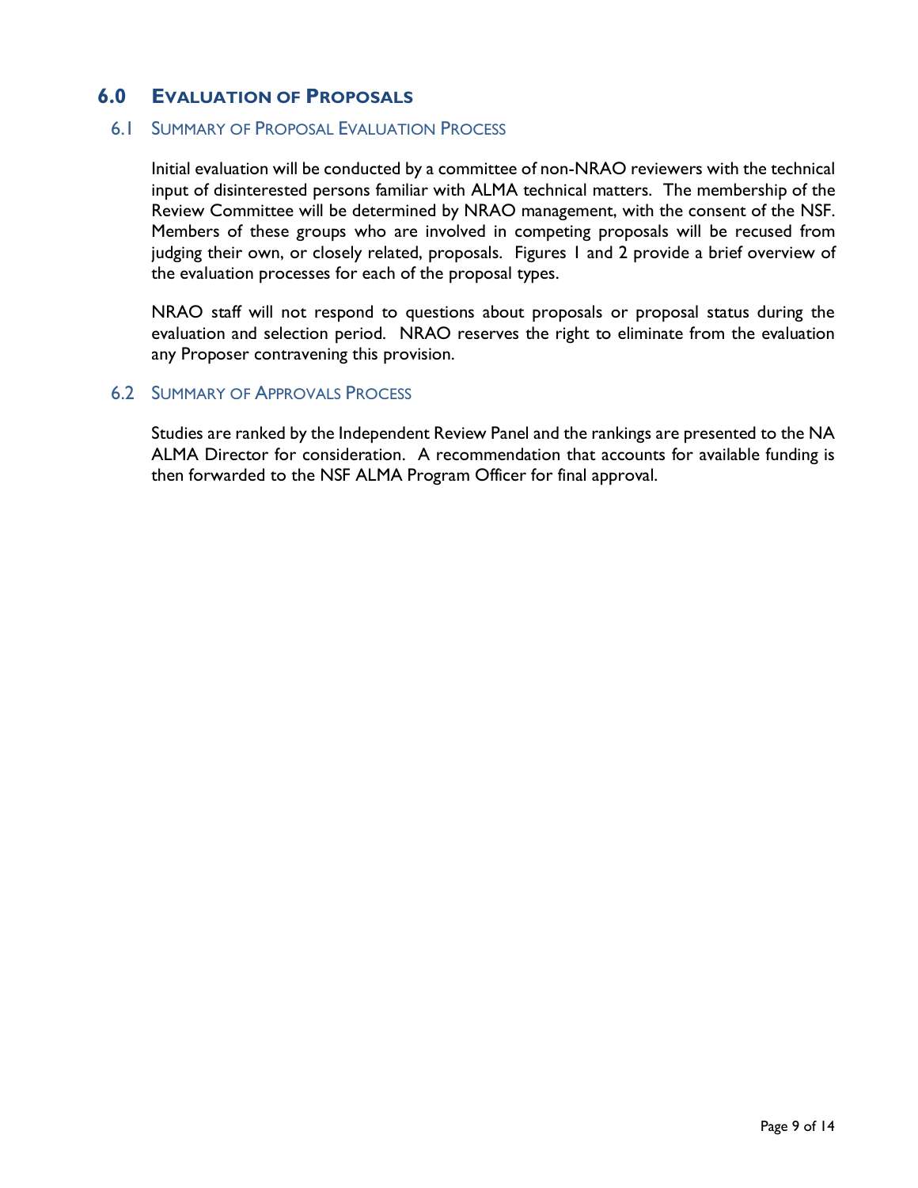## 6.0 EVALUATION OF PROPOSALS

### 6.1 SUMMARY OF PROPOSAL EVALUATION PROCESS

Initial evaluation will be conducted by a committee of non-NRAO reviewers with the technical input of disinterested persons familiar with ALMA technical matters. The membership of the Review Committee will be determined by NRAO management, with the consent of the NSF. Members of these groups who are involved in competing proposals will be recused from judging their own, or closely related, proposals. Figures 1 and 2 provide a brief overview of the evaluation processes for each of the proposal types.

NRAO staff will not respond to questions about proposals or proposal status during the evaluation and selection period. NRAO reserves the right to eliminate from the evaluation any Proposer contravening this provision.

### 6.2 SUMMARY OF APPROVALS PROCESS

Studies are ranked by the Independent Review Panel and the rankings are presented to the NA ALMA Director for consideration. A recommendation that accounts for available funding is then forwarded to the NSF ALMA Program Officer for final approval.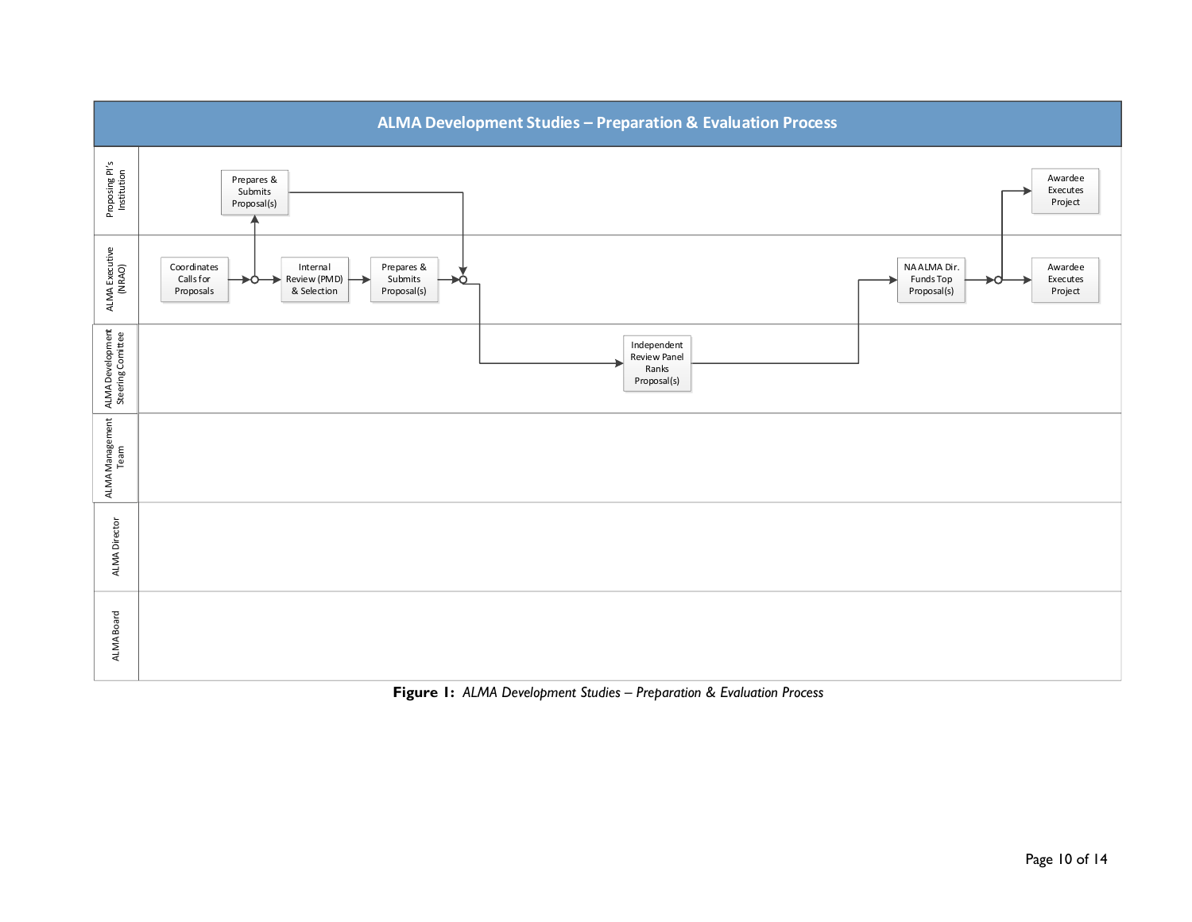**ALMA Development Studies – Preparation & Evaluation Process**

| Swimlane | Activities |
| --- | --- |
| Proposing PI's Institution | Prepares & Submits Proposal(s); Awardee Executes Project |
| ALMA Executive (NRAO) | Coordinates Calls for Proposals; Internal Review (PMD) & Selection; Prepares & Submits Proposal(s); NA ALMA Dir. Funds Top Proposal(s); Awardee Executes Project |
| ALMA Development Steering Comittee | Independent Review Panel Ranks Proposal(s) |
| ALMA Management Team | |
| ALMA Director | |
| ALMA Board | |

**Figure 1:** *ALMA Development Studies – Preparation & Evaluation Process*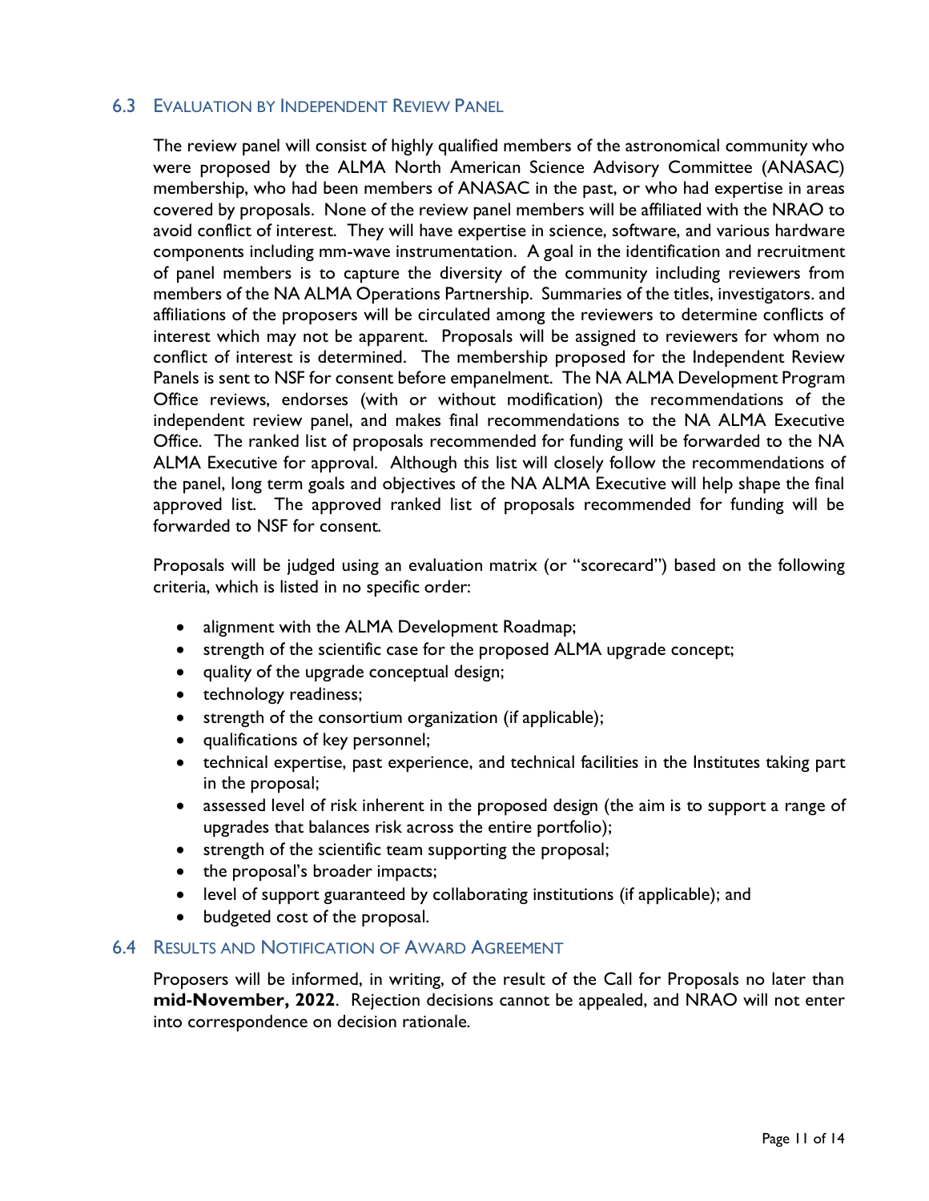### 6.3 Evaluation by Independent Review Panel

The review panel will consist of highly qualified members of the astronomical community who were proposed by the ALMA North American Science Advisory Committee (ANASAC) membership, who had been members of ANASAC in the past, or who had expertise in areas covered by proposals. None of the review panel members will be affiliated with the NRAO to avoid conflict of interest. They will have expertise in science, software, and various hardware components including mm-wave instrumentation. A goal in the identification and recruitment of panel members is to capture the diversity of the community including reviewers from members of the NA ALMA Operations Partnership. Summaries of the titles, investigators. and affiliations of the proposers will be circulated among the reviewers to determine conflicts of interest which may not be apparent. Proposals will be assigned to reviewers for whom no conflict of interest is determined. The membership proposed for the Independent Review Panels is sent to NSF for consent before empanelment. The NA ALMA Development Program Office reviews, endorses (with or without modification) the recommendations of the independent review panel, and makes final recommendations to the NA ALMA Executive Office. The ranked list of proposals recommended for funding will be forwarded to the NA ALMA Executive for approval. Although this list will closely follow the recommendations of the panel, long term goals and objectives of the NA ALMA Executive will help shape the final approved list. The approved ranked list of proposals recommended for funding will be forwarded to NSF for consent.

Proposals will be judged using an evaluation matrix (or "scorecard") based on the following criteria, which is listed in no specific order:

- alignment with the ALMA Development Roadmap;
- strength of the scientific case for the proposed ALMA upgrade concept;
- quality of the upgrade conceptual design;
- technology readiness;
- strength of the consortium organization (if applicable);
- qualifications of key personnel;
- technical expertise, past experience, and technical facilities in the Institutes taking part in the proposal;
- assessed level of risk inherent in the proposed design (the aim is to support a range of upgrades that balances risk across the entire portfolio);
- strength of the scientific team supporting the proposal;
- the proposal's broader impacts;
- level of support guaranteed by collaborating institutions (if applicable); and
- budgeted cost of the proposal.

### 6.4 Results and Notification of Award Agreement

Proposers will be informed, in writing, of the result of the Call for Proposals no later than **mid-November, 2022**. Rejection decisions cannot be appealed, and NRAO will not enter into correspondence on decision rationale.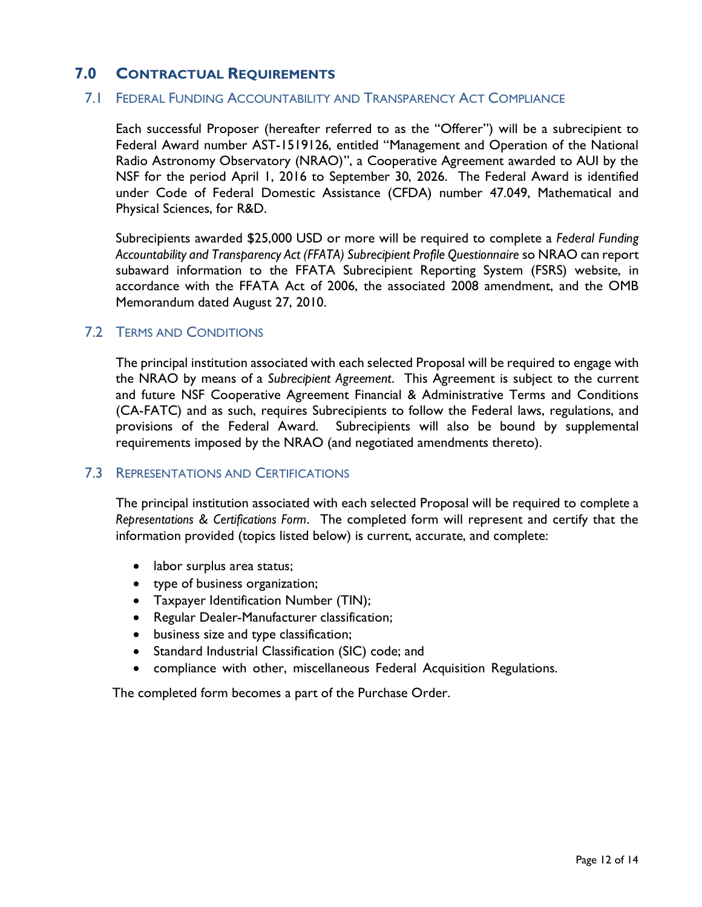## 7.0 Contractual Requirements

### 7.1 Federal Funding Accountability and Transparency Act Compliance

Each successful Proposer (hereafter referred to as the "Offerer") will be a subrecipient to Federal Award number AST-1519126, entitled "Management and Operation of the National Radio Astronomy Observatory (NRAO)", a Cooperative Agreement awarded to AUI by the NSF for the period April 1, 2016 to September 30, 2026. The Federal Award is identified under Code of Federal Domestic Assistance (CFDA) number 47.049, Mathematical and Physical Sciences, for R&D.

Subrecipients awarded $25,000 USD or more will be required to complete a *Federal Funding Accountability and Transparency Act (FFATA) Subrecipient Profile Questionnaire* so NRAO can report subaward information to the FFATA Subrecipient Reporting System (FSRS) website, in accordance with the FFATA Act of 2006, the associated 2008 amendment, and the OMB Memorandum dated August 27, 2010.

### 7.2 Terms and Conditions

The principal institution associated with each selected Proposal will be required to engage with the NRAO by means of a *Subrecipient Agreement*. This Agreement is subject to the current and future NSF Cooperative Agreement Financial & Administrative Terms and Conditions (CA-FATC) and as such, requires Subrecipients to follow the Federal laws, regulations, and provisions of the Federal Award. Subrecipients will also be bound by supplemental requirements imposed by the NRAO (and negotiated amendments thereto).

### 7.3 Representations and Certifications

The principal institution associated with each selected Proposal will be required to complete a *Representations & Certifications Form*. The completed form will represent and certify that the information provided (topics listed below) is current, accurate, and complete:

- labor surplus area status;
- type of business organization;
- Taxpayer Identification Number (TIN);
- Regular Dealer-Manufacturer classification;
- business size and type classification;
- Standard Industrial Classification (SIC) code; and
- compliance with other, miscellaneous Federal Acquisition Regulations.

The completed form becomes a part of the Purchase Order.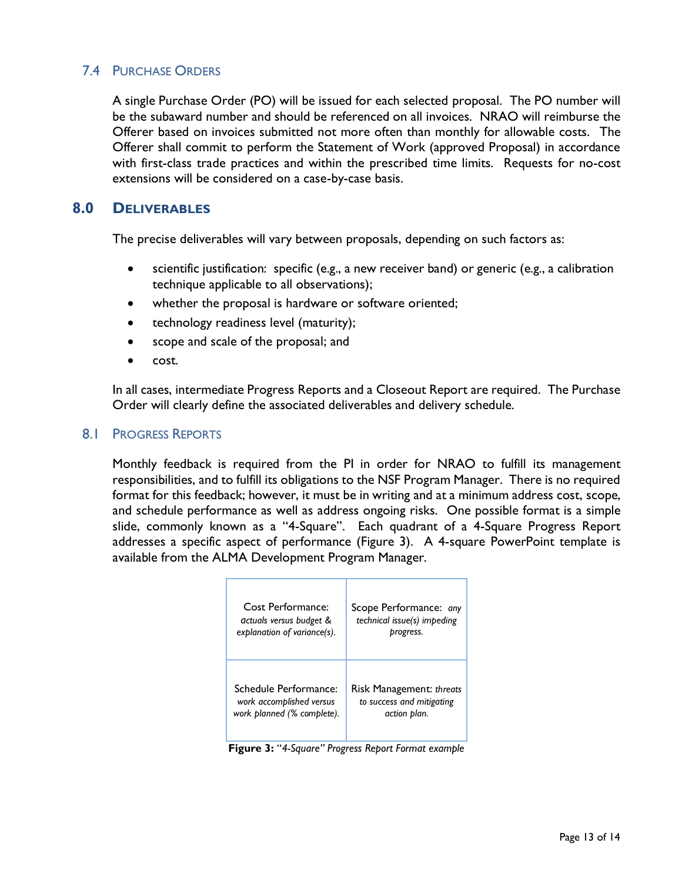### 7.4 Purchase Orders

A single Purchase Order (PO) will be issued for each selected proposal. The PO number will be the subaward number and should be referenced on all invoices. NRAO will reimburse the Offerer based on invoices submitted not more often than monthly for allowable costs. The Offerer shall commit to perform the Statement of Work (approved Proposal) in accordance with first-class trade practices and within the prescribed time limits. Requests for no-cost extensions will be considered on a case-by-case basis.

## 8.0 Deliverables

The precise deliverables will vary between proposals, depending on such factors as:

- scientific justification: specific (e.g., a new receiver band) or generic (e.g., a calibration technique applicable to all observations);
- whether the proposal is hardware or software oriented;
- technology readiness level (maturity);
- scope and scale of the proposal; and
- cost.

In all cases, intermediate Progress Reports and a Closeout Report are required. The Purchase Order will clearly define the associated deliverables and delivery schedule.

### 8.1 Progress Reports

Monthly feedback is required from the PI in order for NRAO to fulfill its management responsibilities, and to fulfill its obligations to the NSF Program Manager. There is no required format for this feedback; however, it must be in writing and at a minimum address cost, scope, and schedule performance as well as address ongoing risks. One possible format is a simple slide, commonly known as a "4-Square". Each quadrant of a 4-Square Progress Report addresses a specific aspect of performance (Figure 3). A 4-square PowerPoint template is available from the ALMA Development Program Manager.

| | |
|---|---|
| Cost Performance: *actuals versus budget & explanation of variance(s).* | Scope Performance: *any technical issue(s) impeding progress.* |
| Schedule Performance: *work accomplished versus work planned (% complete).* | Risk Management: *threats to success and mitigating action plan.* |

**Figure 3:** *"4-Square" Progress Report Format example*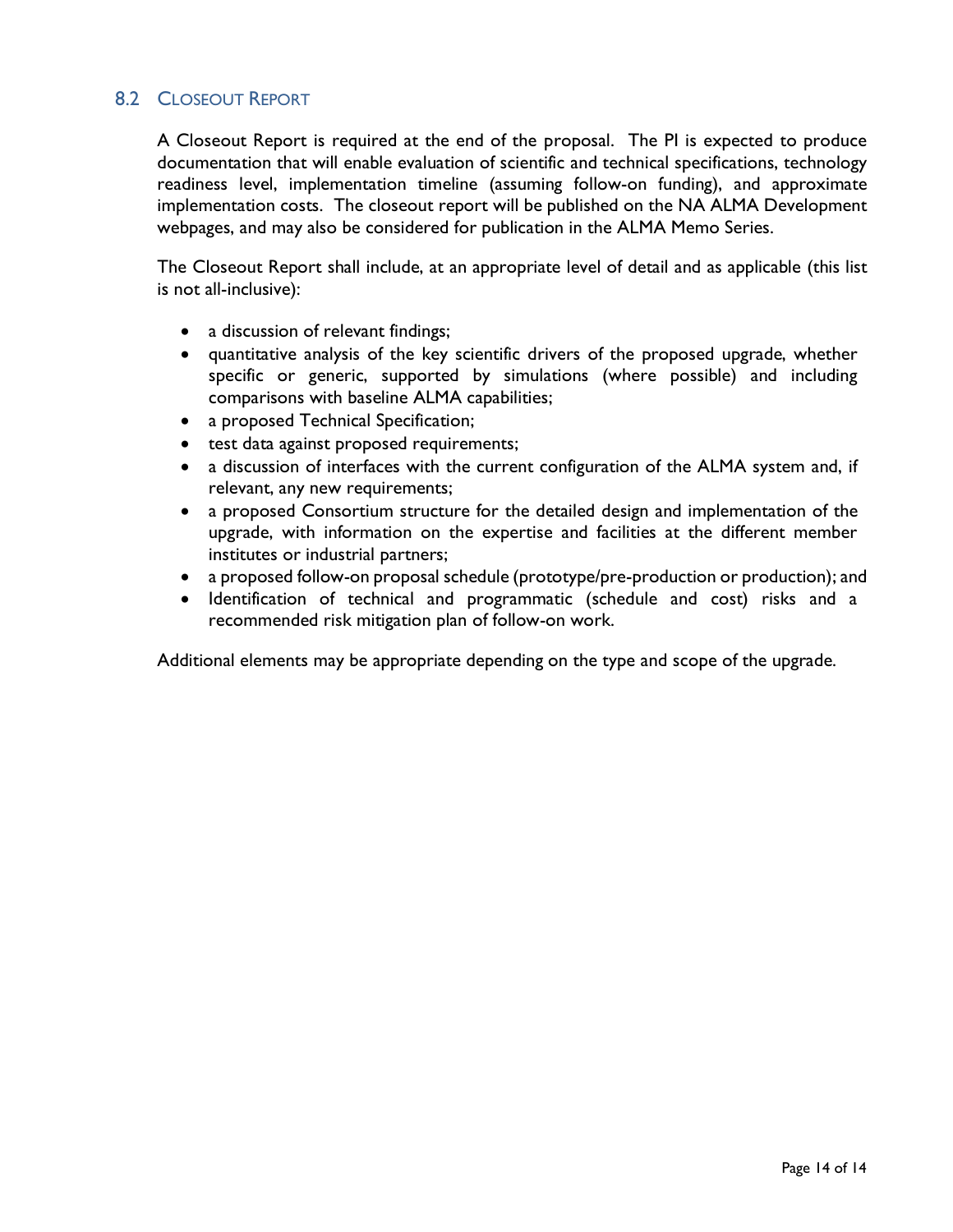## 8.2 Closeout Report

A Closeout Report is required at the end of the proposal. The PI is expected to produce documentation that will enable evaluation of scientific and technical specifications, technology readiness level, implementation timeline (assuming follow-on funding), and approximate implementation costs. The closeout report will be published on the NA ALMA Development webpages, and may also be considered for publication in the ALMA Memo Series.

The Closeout Report shall include, at an appropriate level of detail and as applicable (this list is not all-inclusive):

- a discussion of relevant findings;
- quantitative analysis of the key scientific drivers of the proposed upgrade, whether specific or generic, supported by simulations (where possible) and including comparisons with baseline ALMA capabilities;
- a proposed Technical Specification;
- test data against proposed requirements;
- a discussion of interfaces with the current configuration of the ALMA system and, if relevant, any new requirements;
- a proposed Consortium structure for the detailed design and implementation of the upgrade, with information on the expertise and facilities at the different member institutes or industrial partners;
- a proposed follow-on proposal schedule (prototype/pre-production or production); and
- Identification of technical and programmatic (schedule and cost) risks and a recommended risk mitigation plan of follow-on work.

Additional elements may be appropriate depending on the type and scope of the upgrade.